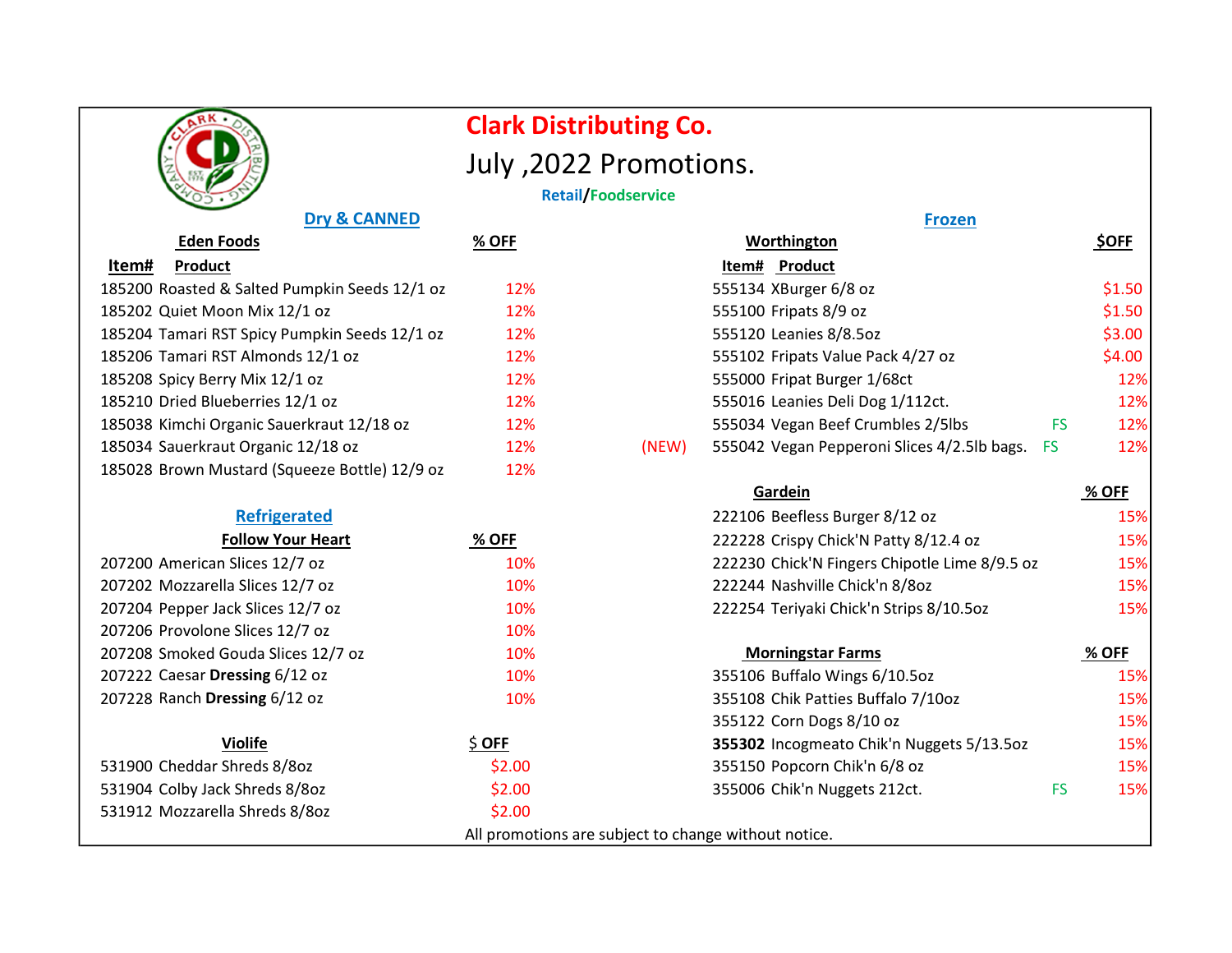# Clark Distributing Co.

## July ,2022 Promotions.

Retail/Foodservice

## Dry & CANNED

### Eden Foods

| Item# | Product | % OFF |
|---|---|---|
| 185200 | Roasted & Salted Pumpkin Seeds 12/1 oz | 12% |
| 185202 | Quiet Moon Mix 12/1 oz | 12% |
| 185204 | Tamari RST Spicy Pumpkin Seeds 12/1 oz | 12% |
| 185206 | Tamari RST Almonds 12/1 oz | 12% |
| 185208 | Spicy Berry Mix 12/1 oz | 12% |
| 185210 | Dried Blueberries 12/1 oz | 12% |
| 185038 | Kimchi Organic Sauerkraut 12/18 oz | 12% |
| 185034 | Sauerkraut Organic 12/18 oz | 12% |
| 185028 | Brown Mustard (Squeeze Bottle) 12/9 oz | 12% |

## Refrigerated

### Follow Your Heart

| Item# | Product | % OFF |
|---|---|---|
| 207200 | American Slices 12/7 oz | 10% |
| 207202 | Mozzarella Slices 12/7 oz | 10% |
| 207204 | Pepper Jack Slices 12/7 oz | 10% |
| 207206 | Provolone Slices 12/7 oz | 10% |
| 207208 | Smoked Gouda Slices 12/7 oz | 10% |
| 207222 | Caesar **Dressing** 6/12 oz | 10% |
| 207228 | Ranch **Dressing** 6/12 oz | 10% |

### Violife

| Item# | Product | $ OFF |
|---|---|---|
| 531900 | Cheddar Shreds 8/8oz | $2.00 |
| 531904 | Colby Jack Shreds 8/8oz | $2.00 |
| 531912 | Mozzarella Shreds 8/8oz | $2.00 |

## Frozen

### Worthington

| | Item# | Product | | $OFF |
|---|---|---|---|---|
| | 555134 | XBurger 6/8 oz | | $1.50 |
| | 555100 | Fripats 8/9 oz | | $1.50 |
| | 555120 | Leanies 8/8.5oz | | $3.00 |
| | 555102 | Fripats Value Pack 4/27 oz | | $4.00 |
| | 555000 | Fripat Burger 1/68ct | | 12% |
| | 555016 | Leanies Deli Dog 1/112ct. | | 12% |
| | 555034 | Vegan Beef Crumbles 2/5lbs | FS | 12% |
| (NEW) | 555042 | Vegan Pepperoni Slices 4/2.5lb bags. | FS | 12% |

### Gardein

| Item# | Product | % OFF |
|---|---|---|
| 222106 | Beefless Burger 8/12 oz | 15% |
| 222228 | Crispy Chick'N Patty 8/12.4 oz | 15% |
| 222230 | Chick'N Fingers Chipotle Lime 8/9.5 oz | 15% |
| 222244 | Nashville Chick'n 8/8oz | 15% |
| 222254 | Teriyaki Chick'n Strips 8/10.5oz | 15% |

### Morningstar Farms

| Item# | Product | | % OFF |
|---|---|---|---|
| 355106 | Buffalo Wings 6/10.5oz | | 15% |
| 355108 | Chik Patties Buffalo 7/10oz | | 15% |
| 355122 | Corn Dogs 8/10 oz | | 15% |
| **355302** | Incogmeato Chik'n Nuggets 5/13.5oz | | 15% |
| 355150 | Popcorn Chik'n 6/8 oz | | 15% |
| 355006 | Chik'n Nuggets 212ct. | FS | 15% |

All promotions are subject to change without notice.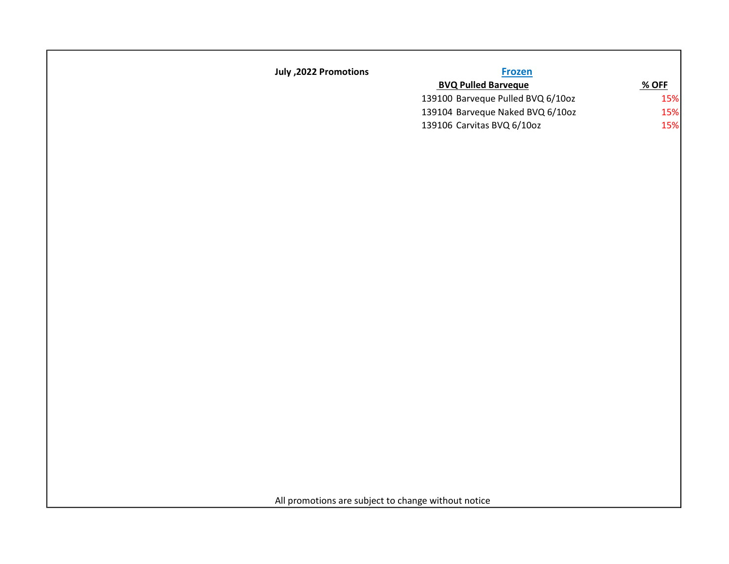**July ,2022 Promotions**

**Frozen**

| BVQ Pulled Barveque | % OFF |
|---|---|
| 139100 Barveque Pulled BVQ 6/10oz | 15% |
| 139104 Barveque Naked BVQ 6/10oz | 15% |
| 139106 Carvitas BVQ 6/10oz | 15% |

All promotions are subject to change without notice